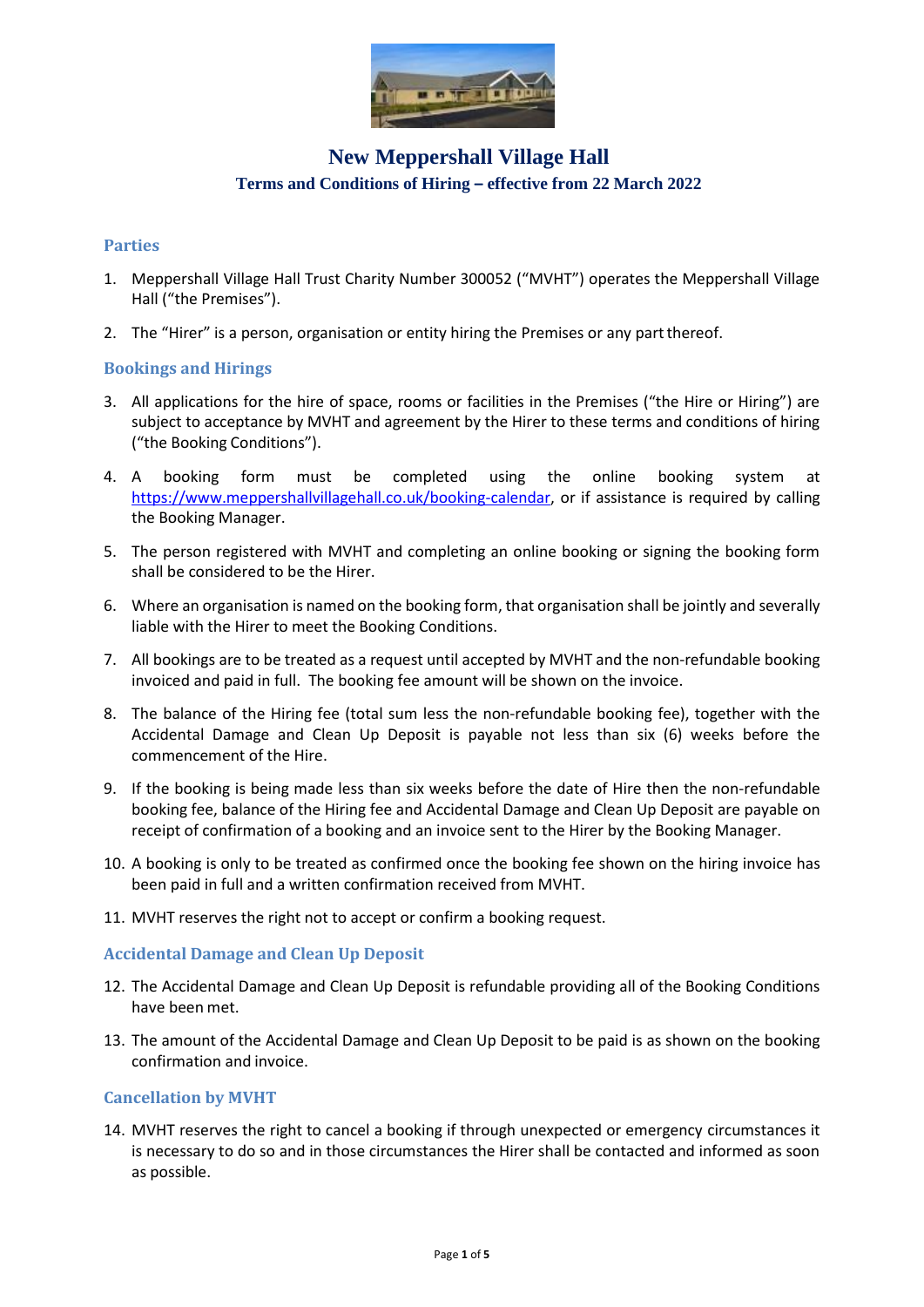# New Meppershall Village Hall

## Terms and Conditions of Hiring – effective from 22 March 2022

### Parties

1. Meppershall Village Hall Trust Charity Number 300052 ("MVHT") operates the Meppershall Village Hall ("the Premises").

2. The "Hirer" is a person, organisation or entity hiring the Premises or any part thereof.

### Bookings and Hirings

3. All applications for the hire of space, rooms or facilities in the Premises ("the Hire or Hiring") are subject to acceptance by MVHT and agreement by the Hirer to these terms and conditions of hiring ("the Booking Conditions").

4. A booking form must be completed using the online booking system at https://www.meppershallvillagehall.co.uk/booking-calendar, or if assistance is required by calling the Booking Manager.

5. The person registered with MVHT and completing an online booking or signing the booking form shall be considered to be the Hirer.

6. Where an organisation is named on the booking form, that organisation shall be jointly and severally liable with the Hirer to meet the Booking Conditions.

7. All bookings are to be treated as a request until accepted by MVHT and the non-refundable booking invoiced and paid in full. The booking fee amount will be shown on the invoice.

8. The balance of the Hiring fee (total sum less the non-refundable booking fee), together with the Accidental Damage and Clean Up Deposit is payable not less than six (6) weeks before the commencement of the Hire.

9. If the booking is being made less than six weeks before the date of Hire then the non-refundable booking fee, balance of the Hiring fee and Accidental Damage and Clean Up Deposit are payable on receipt of confirmation of a booking and an invoice sent to the Hirer by the Booking Manager.

10. A booking is only to be treated as confirmed once the booking fee shown on the hiring invoice has been paid in full and a written confirmation received from MVHT.

11. MVHT reserves the right not to accept or confirm a booking request.

### Accidental Damage and Clean Up Deposit

12. The Accidental Damage and Clean Up Deposit is refundable providing all of the Booking Conditions have been met.

13. The amount of the Accidental Damage and Clean Up Deposit to be paid is as shown on the booking confirmation and invoice.

### Cancellation by MVHT

14. MVHT reserves the right to cancel a booking if through unexpected or emergency circumstances it is necessary to do so and in those circumstances the Hirer shall be contacted and informed as soon as possible.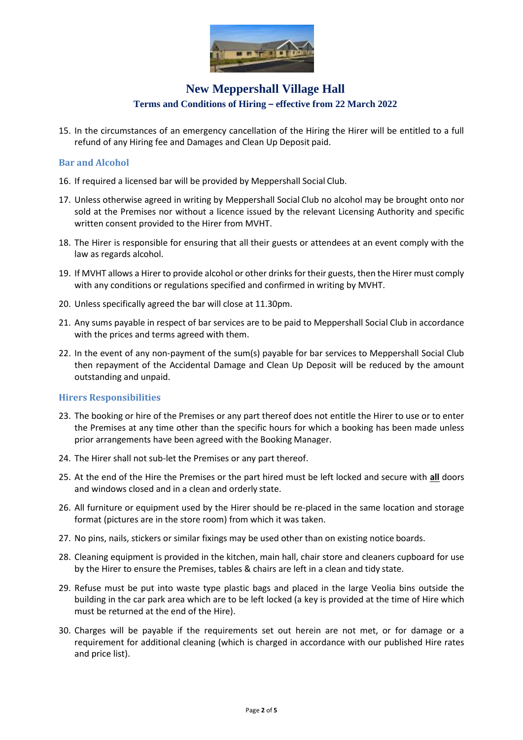# New Meppershall Village Hall

## Terms and Conditions of Hiring – effective from 22 March 2022

15. In the circumstances of an emergency cancellation of the Hiring the Hirer will be entitled to a full refund of any Hiring fee and Damages and Clean Up Deposit paid.

### Bar and Alcohol

16. If required a licensed bar will be provided by Meppershall Social Club.
17. Unless otherwise agreed in writing by Meppershall Social Club no alcohol may be brought onto nor sold at the Premises nor without a licence issued by the relevant Licensing Authority and specific written consent provided to the Hirer from MVHT.
18. The Hirer is responsible for ensuring that all their guests or attendees at an event comply with the law as regards alcohol.
19. If MVHT allows a Hirer to provide alcohol or other drinks for their guests, then the Hirer must comply with any conditions or regulations specified and confirmed in writing by MVHT.
20. Unless specifically agreed the bar will close at 11.30pm.
21. Any sums payable in respect of bar services are to be paid to Meppershall Social Club in accordance with the prices and terms agreed with them.
22. In the event of any non-payment of the sum(s) payable for bar services to Meppershall Social Club then repayment of the Accidental Damage and Clean Up Deposit will be reduced by the amount outstanding and unpaid.

### Hirers Responsibilities

23. The booking or hire of the Premises or any part thereof does not entitle the Hirer to use or to enter the Premises at any time other than the specific hours for which a booking has been made unless prior arrangements have been agreed with the Booking Manager.
24. The Hirer shall not sub-let the Premises or any part thereof.
25. At the end of the Hire the Premises or the part hired must be left locked and secure with **<u>all</u>** doors and windows closed and in a clean and orderly state.
26. All furniture or equipment used by the Hirer should be re-placed in the same location and storage format (pictures are in the store room) from which it was taken.
27. No pins, nails, stickers or similar fixings may be used other than on existing notice boards.
28. Cleaning equipment is provided in the kitchen, main hall, chair store and cleaners cupboard for use by the Hirer to ensure the Premises, tables & chairs are left in a clean and tidy state.
29. Refuse must be put into waste type plastic bags and placed in the large Veolia bins outside the building in the car park area which are to be left locked (a key is provided at the time of Hire which must be returned at the end of the Hire).
30. Charges will be payable if the requirements set out herein are not met, or for damage or a requirement for additional cleaning (which is charged in accordance with our published Hire rates and price list).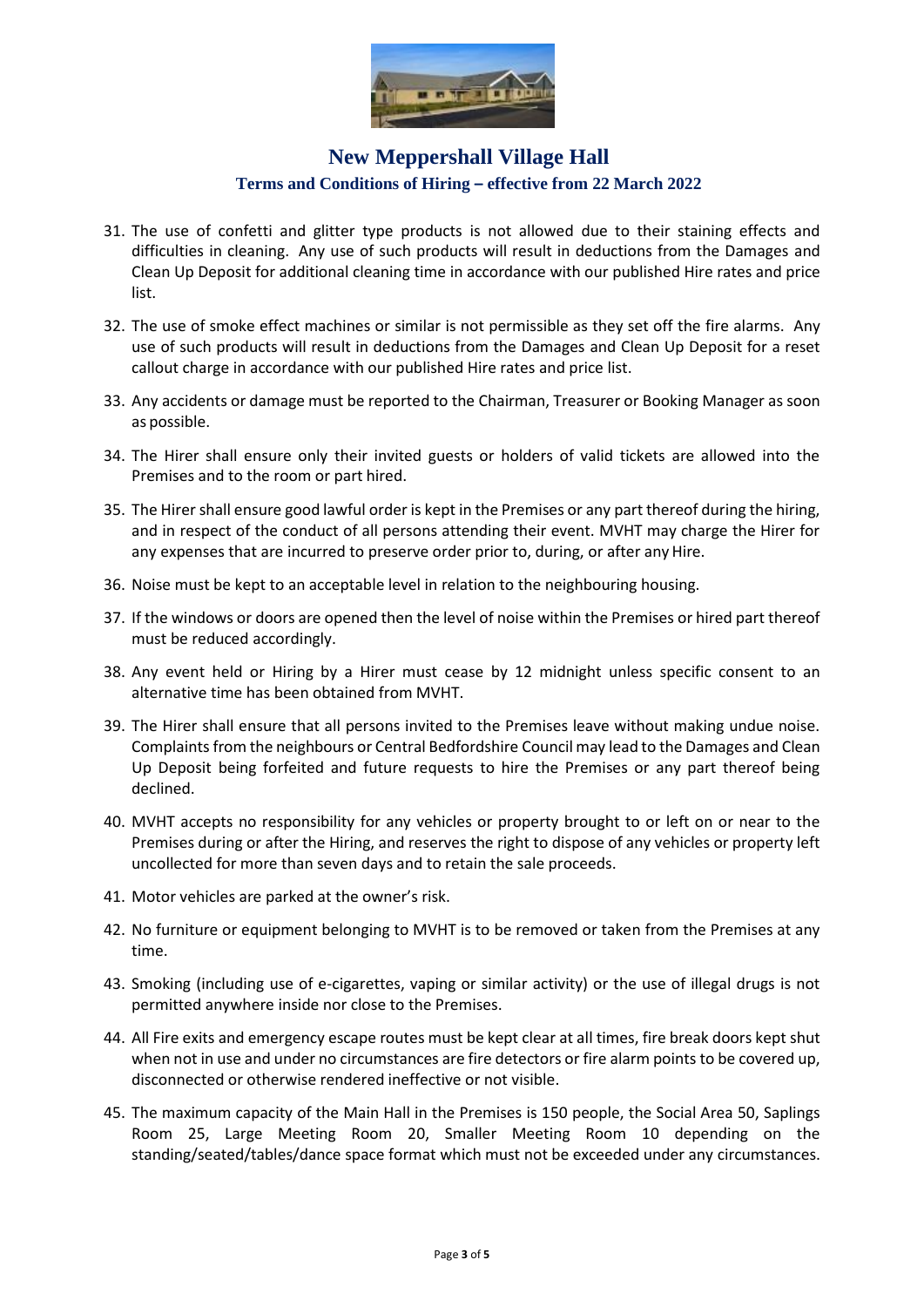# New Meppershall Village Hall

## Terms and Conditions of Hiring – effective from 22 March 2022

31. The use of confetti and glitter type products is not allowed due to their staining effects and difficulties in cleaning. Any use of such products will result in deductions from the Damages and Clean Up Deposit for additional cleaning time in accordance with our published Hire rates and price list.
32. The use of smoke effect machines or similar is not permissible as they set off the fire alarms. Any use of such products will result in deductions from the Damages and Clean Up Deposit for a reset callout charge in accordance with our published Hire rates and price list.
33. Any accidents or damage must be reported to the Chairman, Treasurer or Booking Manager as soon as possible.
34. The Hirer shall ensure only their invited guests or holders of valid tickets are allowed into the Premises and to the room or part hired.
35. The Hirer shall ensure good lawful order is kept in the Premises or any part thereof during the hiring, and in respect of the conduct of all persons attending their event. MVHT may charge the Hirer for any expenses that are incurred to preserve order prior to, during, or after any Hire.
36. Noise must be kept to an acceptable level in relation to the neighbouring housing.
37. If the windows or doors are opened then the level of noise within the Premises or hired part thereof must be reduced accordingly.
38. Any event held or Hiring by a Hirer must cease by 12 midnight unless specific consent to an alternative time has been obtained from MVHT.
39. The Hirer shall ensure that all persons invited to the Premises leave without making undue noise. Complaints from the neighbours or Central Bedfordshire Council may lead to the Damages and Clean Up Deposit being forfeited and future requests to hire the Premises or any part thereof being declined.
40. MVHT accepts no responsibility for any vehicles or property brought to or left on or near to the Premises during or after the Hiring, and reserves the right to dispose of any vehicles or property left uncollected for more than seven days and to retain the sale proceeds.
41. Motor vehicles are parked at the owner's risk.
42. No furniture or equipment belonging to MVHT is to be removed or taken from the Premises at any time.
43. Smoking (including use of e-cigarettes, vaping or similar activity) or the use of illegal drugs is not permitted anywhere inside nor close to the Premises.
44. All Fire exits and emergency escape routes must be kept clear at all times, fire break doors kept shut when not in use and under no circumstances are fire detectors or fire alarm points to be covered up, disconnected or otherwise rendered ineffective or not visible.
45. The maximum capacity of the Main Hall in the Premises is 150 people, the Social Area 50, Saplings Room 25, Large Meeting Room 20, Smaller Meeting Room 10 depending on the standing/seated/tables/dance space format which must not be exceeded under any circumstances.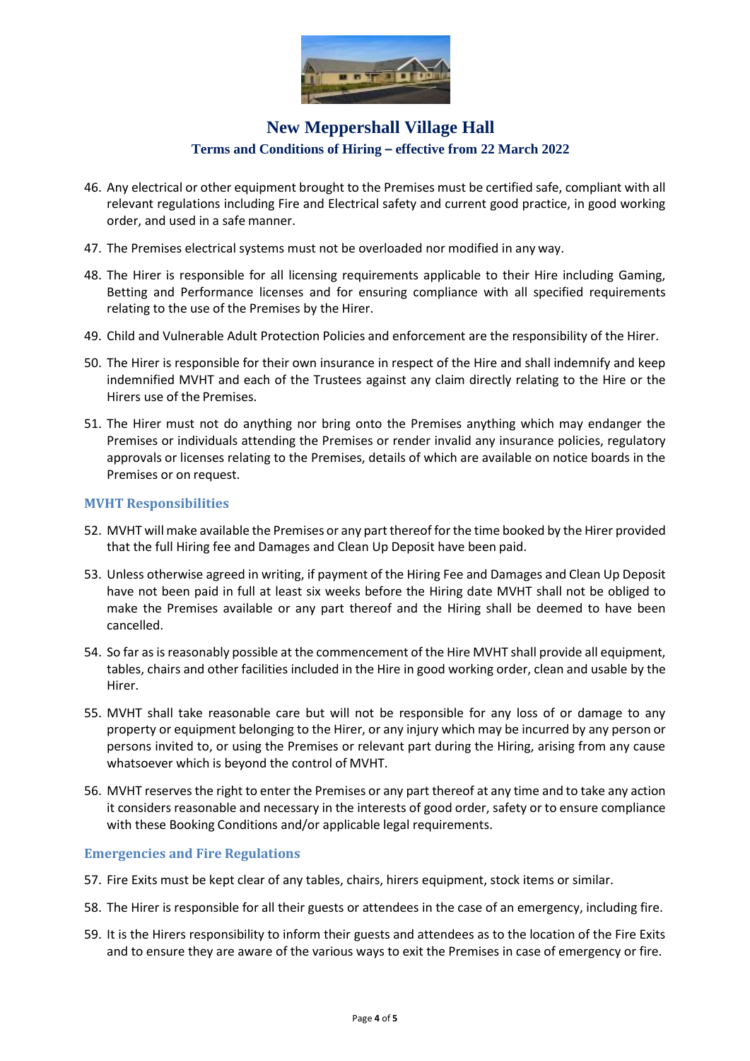# New Meppershall Village Hall

## Terms and Conditions of Hiring – effective from 22 March 2022

46. Any electrical or other equipment brought to the Premises must be certified safe, compliant with all relevant regulations including Fire and Electrical safety and current good practice, in good working order, and used in a safe manner.
47. The Premises electrical systems must not be overloaded nor modified in any way.
48. The Hirer is responsible for all licensing requirements applicable to their Hire including Gaming, Betting and Performance licenses and for ensuring compliance with all specified requirements relating to the use of the Premises by the Hirer.
49. Child and Vulnerable Adult Protection Policies and enforcement are the responsibility of the Hirer.
50. The Hirer is responsible for their own insurance in respect of the Hire and shall indemnify and keep indemnified MVHT and each of the Trustees against any claim directly relating to the Hire or the Hirers use of the Premises.
51. The Hirer must not do anything nor bring onto the Premises anything which may endanger the Premises or individuals attending the Premises or render invalid any insurance policies, regulatory approvals or licenses relating to the Premises, details of which are available on notice boards in the Premises or on request.

### MVHT Responsibilities

52. MVHT will make available the Premises or any part thereof for the time booked by the Hirer provided that the full Hiring fee and Damages and Clean Up Deposit have been paid.
53. Unless otherwise agreed in writing, if payment of the Hiring Fee and Damages and Clean Up Deposit have not been paid in full at least six weeks before the Hiring date MVHT shall not be obliged to make the Premises available or any part thereof and the Hiring shall be deemed to have been cancelled.
54. So far as is reasonably possible at the commencement of the Hire MVHT shall provide all equipment, tables, chairs and other facilities included in the Hire in good working order, clean and usable by the Hirer.
55. MVHT shall take reasonable care but will not be responsible for any loss of or damage to any property or equipment belonging to the Hirer, or any injury which may be incurred by any person or persons invited to, or using the Premises or relevant part during the Hiring, arising from any cause whatsoever which is beyond the control of MVHT.
56. MVHT reserves the right to enter the Premises or any part thereof at any time and to take any action it considers reasonable and necessary in the interests of good order, safety or to ensure compliance with these Booking Conditions and/or applicable legal requirements.

### Emergencies and Fire Regulations

57. Fire Exits must be kept clear of any tables, chairs, hirers equipment, stock items or similar.
58. The Hirer is responsible for all their guests or attendees in the case of an emergency, including fire.
59. It is the Hirers responsibility to inform their guests and attendees as to the location of the Fire Exits and to ensure they are aware of the various ways to exit the Premises in case of emergency or fire.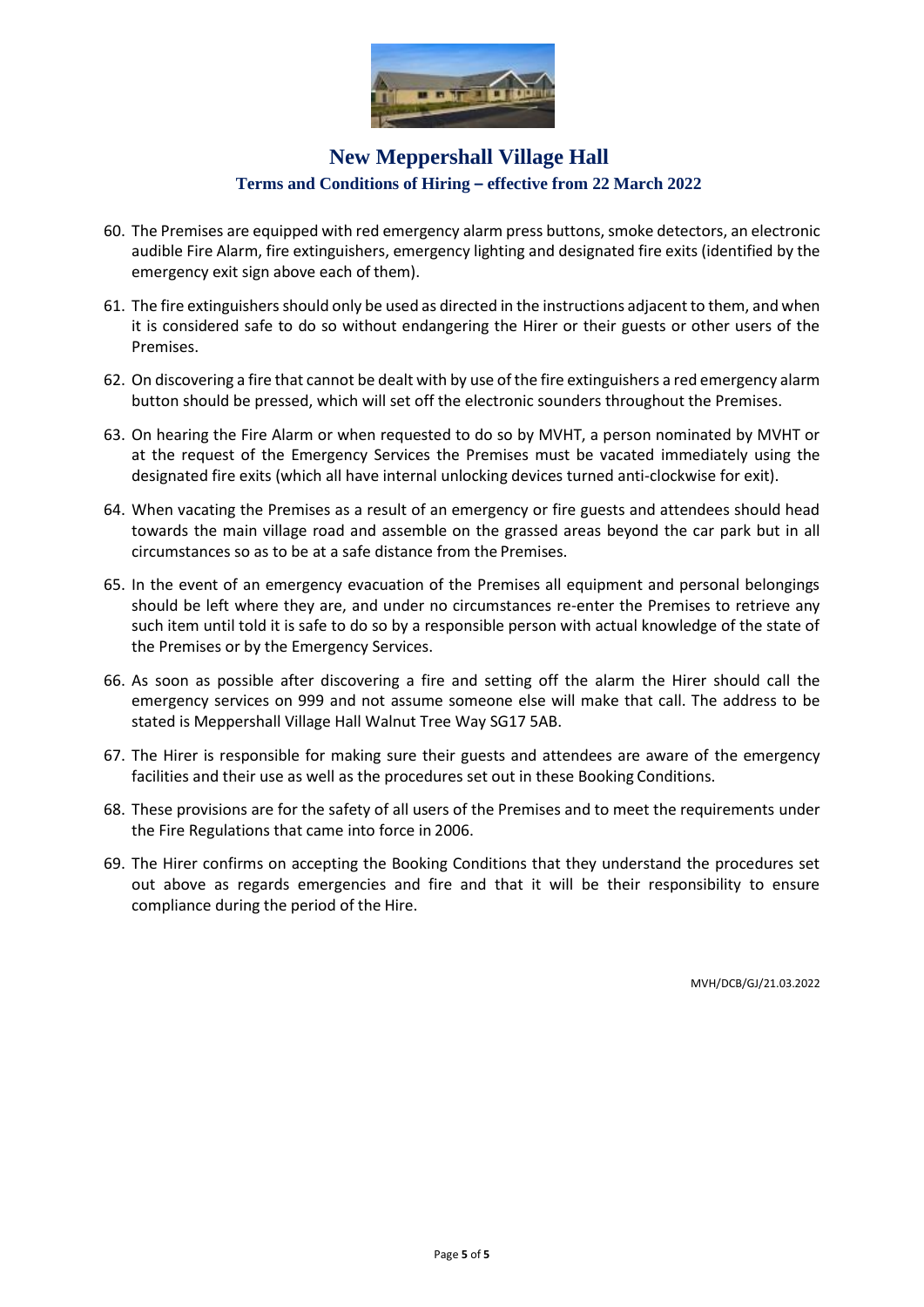# New Meppershall Village Hall

## Terms and Conditions of Hiring – effective from 22 March 2022

60. The Premises are equipped with red emergency alarm press buttons, smoke detectors, an electronic audible Fire Alarm, fire extinguishers, emergency lighting and designated fire exits (identified by the emergency exit sign above each of them).
61. The fire extinguishers should only be used as directed in the instructions adjacent to them, and when it is considered safe to do so without endangering the Hirer or their guests or other users of the Premises.
62. On discovering a fire that cannot be dealt with by use of the fire extinguishers a red emergency alarm button should be pressed, which will set off the electronic sounders throughout the Premises.
63. On hearing the Fire Alarm or when requested to do so by MVHT, a person nominated by MVHT or at the request of the Emergency Services the Premises must be vacated immediately using the designated fire exits (which all have internal unlocking devices turned anti-clockwise for exit).
64. When vacating the Premises as a result of an emergency or fire guests and attendees should head towards the main village road and assemble on the grassed areas beyond the car park but in all circumstances so as to be at a safe distance from the Premises.
65. In the event of an emergency evacuation of the Premises all equipment and personal belongings should be left where they are, and under no circumstances re-enter the Premises to retrieve any such item until told it is safe to do so by a responsible person with actual knowledge of the state of the Premises or by the Emergency Services.
66. As soon as possible after discovering a fire and setting off the alarm the Hirer should call the emergency services on 999 and not assume someone else will make that call. The address to be stated is Meppershall Village Hall Walnut Tree Way SG17 5AB.
67. The Hirer is responsible for making sure their guests and attendees are aware of the emergency facilities and their use as well as the procedures set out in these Booking Conditions.
68. These provisions are for the safety of all users of the Premises and to meet the requirements under the Fire Regulations that came into force in 2006.
69. The Hirer confirms on accepting the Booking Conditions that they understand the procedures set out above as regards emergencies and fire and that it will be their responsibility to ensure compliance during the period of the Hire.

MVH/DCB/GJ/21.03.2022